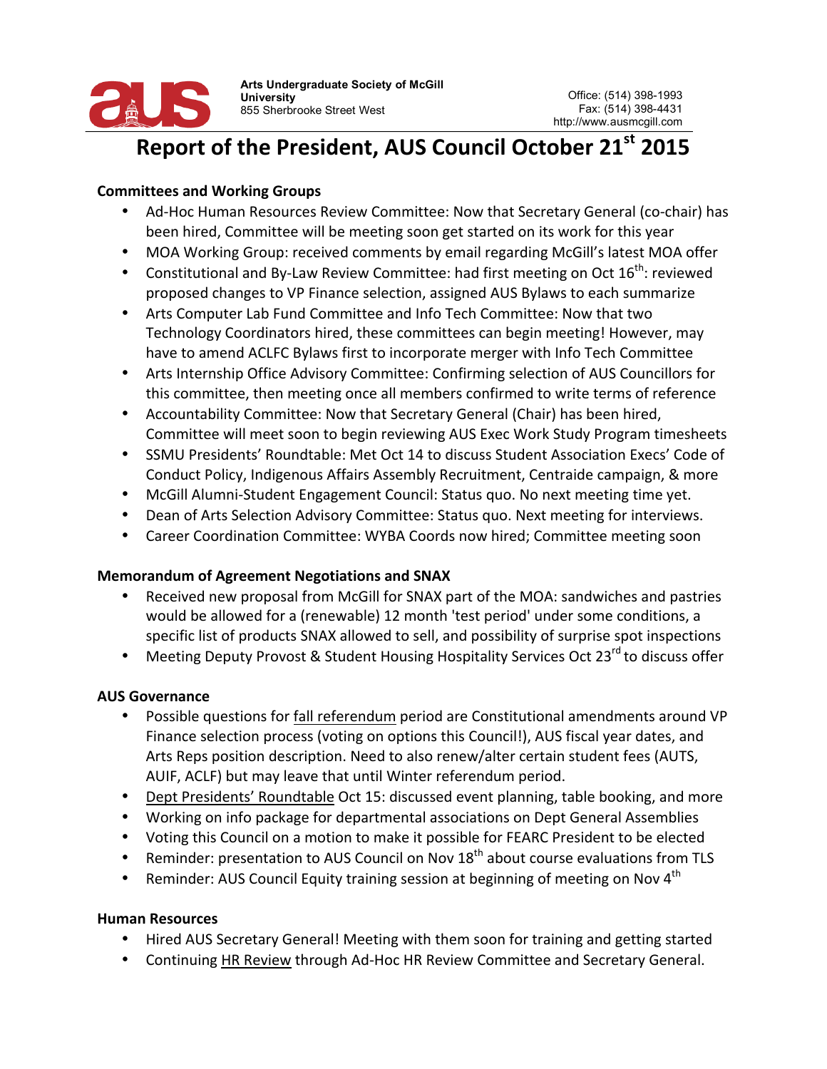Arts Undergraduate Society of McGill University
855 Sherbrooke Street West

Office: (514) 398-1993
Fax: (514) 398-4431
http://www.ausmcgill.com

# Report of the President, AUS Council October 21st 2015

### Committees and Working Groups

- Ad-Hoc Human Resources Review Committee: Now that Secretary General (co-chair) has been hired, Committee will be meeting soon get started on its work for this year
- MOA Working Group: received comments by email regarding McGill's latest MOA offer
- Constitutional and By-Law Review Committee: had first meeting on Oct 16th: reviewed proposed changes to VP Finance selection, assigned AUS Bylaws to each summarize
- Arts Computer Lab Fund Committee and Info Tech Committee: Now that two Technology Coordinators hired, these committees can begin meeting! However, may have to amend ACLFC Bylaws first to incorporate merger with Info Tech Committee
- Arts Internship Office Advisory Committee: Confirming selection of AUS Councillors for this committee, then meeting once all members confirmed to write terms of reference
- Accountability Committee: Now that Secretary General (Chair) has been hired, Committee will meet soon to begin reviewing AUS Exec Work Study Program timesheets
- SSMU Presidents' Roundtable: Met Oct 14 to discuss Student Association Execs' Code of Conduct Policy, Indigenous Affairs Assembly Recruitment, Centraide campaign, & more
- McGill Alumni-Student Engagement Council: Status quo. No next meeting time yet.
- Dean of Arts Selection Advisory Committee: Status quo. Next meeting for interviews.
- Career Coordination Committee: WYBA Coords now hired; Committee meeting soon

### Memorandum of Agreement Negotiations and SNAX

- Received new proposal from McGill for SNAX part of the MOA: sandwiches and pastries would be allowed for a (renewable) 12 month 'test period' under some conditions, a specific list of products SNAX allowed to sell, and possibility of surprise spot inspections
- Meeting Deputy Provost & Student Housing Hospitality Services Oct 23rd to discuss offer

### AUS Governance

- Possible questions for fall referendum period are Constitutional amendments around VP Finance selection process (voting on options this Council!), AUS fiscal year dates, and Arts Reps position description. Need to also renew/alter certain student fees (AUTS, AUIF, ACLF) but may leave that until Winter referendum period.
- Dept Presidents' Roundtable Oct 15: discussed event planning, table booking, and more
- Working on info package for departmental associations on Dept General Assemblies
- Voting this Council on a motion to make it possible for FEARC President to be elected
- Reminder: presentation to AUS Council on Nov 18th about course evaluations from TLS
- Reminder: AUS Council Equity training session at beginning of meeting on Nov 4th

### Human Resources

- Hired AUS Secretary General! Meeting with them soon for training and getting started
- Continuing HR Review through Ad-Hoc HR Review Committee and Secretary General.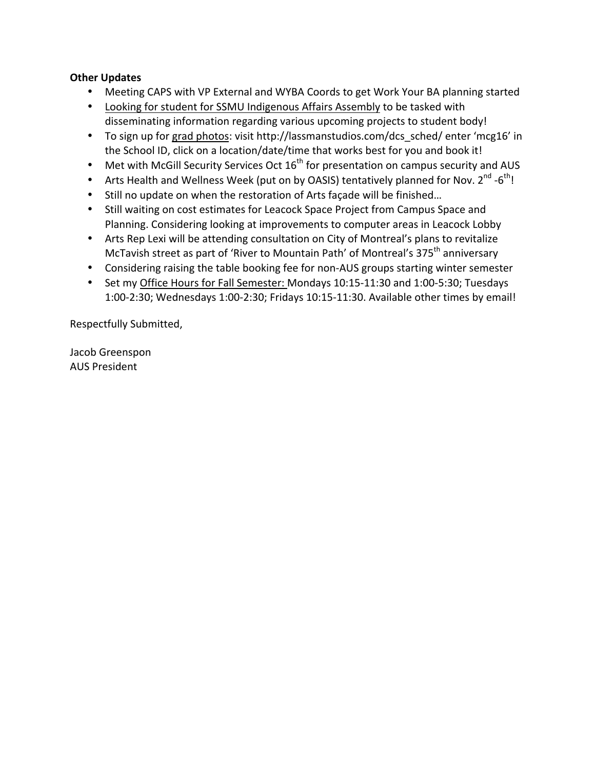**Other Updates**

- Meeting CAPS with VP External and WYBA Coords to get Work Your BA planning started
- Looking for student for SSMU Indigenous Affairs Assembly to be tasked with disseminating information regarding various upcoming projects to student body!
- To sign up for grad photos: visit http://lassmanstudios.com/dcs_sched/ enter 'mcg16' in the School ID, click on a location/date/time that works best for you and book it!
- Met with McGill Security Services Oct 16th for presentation on campus security and AUS
- Arts Health and Wellness Week (put on by OASIS) tentatively planned for Nov. 2nd -6th!
- Still no update on when the restoration of Arts façade will be finished…
- Still waiting on cost estimates for Leacock Space Project from Campus Space and Planning. Considering looking at improvements to computer areas in Leacock Lobby
- Arts Rep Lexi will be attending consultation on City of Montreal's plans to revitalize McTavish street as part of 'River to Mountain Path' of Montreal's 375th anniversary
- Considering raising the table booking fee for non-AUS groups starting winter semester
- Set my Office Hours for Fall Semester: Mondays 10:15-11:30 and 1:00-5:30; Tuesdays 1:00-2:30; Wednesdays 1:00-2:30; Fridays 10:15-11:30. Available other times by email!

Respectfully Submitted,

Jacob Greenspon
AUS President